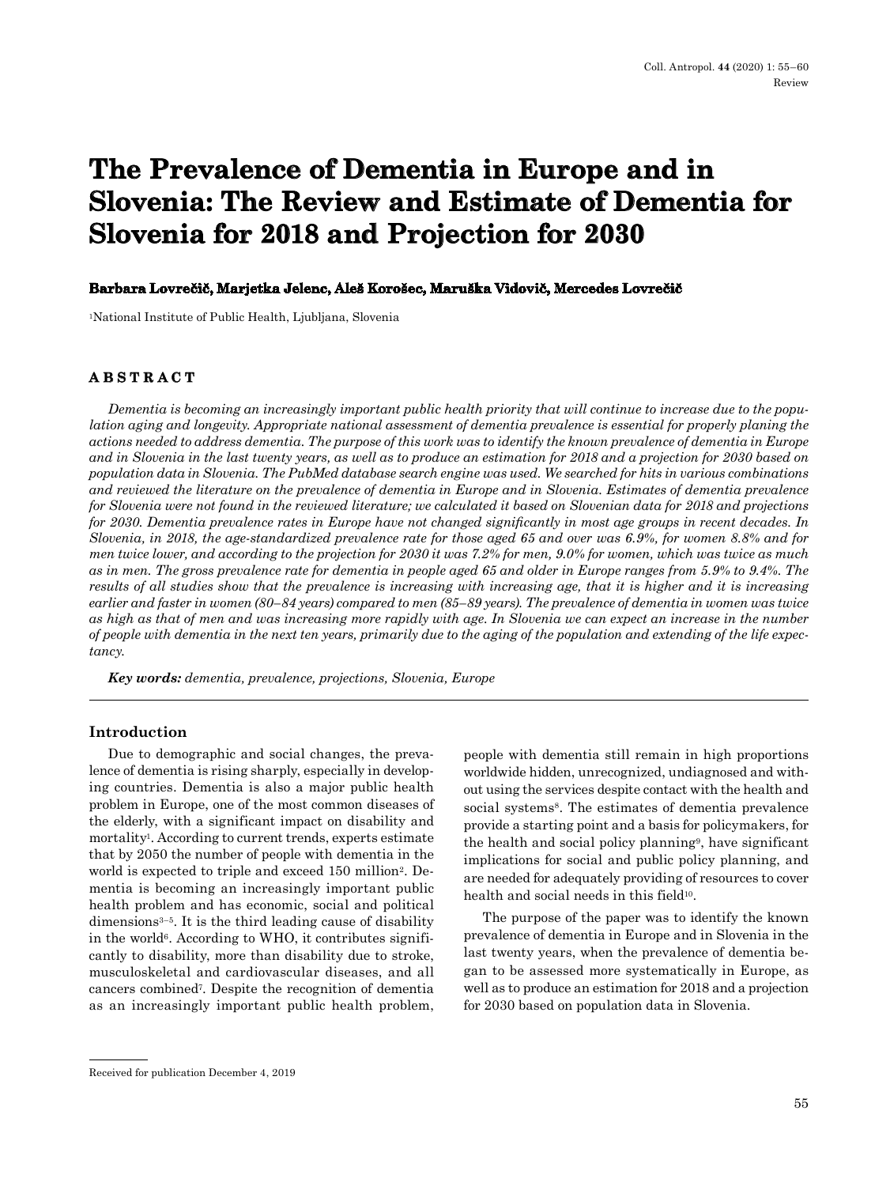# The Prevalence of Dementia in Europe and in Slovenia: The Review and Estimate of Dementia for Slovenia for 2018 and Projection for 2030

**Barbara Lovrečič, Marjetka Jelenc, Aleš Korošec, Maruška Vidovič, Mercedes Lovrečič**

[1]National Institute of Public Health, Ljubljana, Slovenia

## ABSTRACT

*Dementia is becoming an increasingly important public health priority that will continue to increase due to the population aging and longevity. Appropriate national assessment of dementia prevalence is essential for properly planing the actions needed to address dementia. The purpose of this work was to identify the known prevalence of dementia in Europe and in Slovenia in the last twenty years, as well as to produce an estimation for 2018 and a projection for 2030 based on population data in Slovenia. The PubMed database search engine was used. We searched for hits in various combinations and reviewed the literature on the prevalence of dementia in Europe and in Slovenia. Estimates of dementia prevalence for Slovenia were not found in the reviewed literature; we calculated it based on Slovenian data for 2018 and projections for 2030. Dementia prevalence rates in Europe have not changed significantly in most age groups in recent decades. In Slovenia, in 2018, the age-standardized prevalence rate for those aged 65 and over was 6.9%, for women 8.8% and for men twice lower, and according to the projection for 2030 it was 7.2% for men, 9.0% for women, which was twice as much as in men. The gross prevalence rate for dementia in people aged 65 and older in Europe ranges from 5.9% to 9.4%. The results of all studies show that the prevalence is increasing with increasing age, that it is higher and it is increasing earlier and faster in women (80–84 years) compared to men (85–89 years). The prevalence of dementia in women was twice as high as that of men and was increasing more rapidly with age. In Slovenia we can expect an increase in the number of people with dementia in the next ten years, primarily due to the aging of the population and extending of the life expectancy.*

***Key words:*** *dementia, prevalence, projections, Slovenia, Europe*

## Introduction

Due to demographic and social changes, the prevalence of dementia is rising sharply, especially in developing countries. Dementia is also a major public health problem in Europe, one of the most common diseases of the elderly, with a significant impact on disability and mortality[1]. According to current trends, experts estimate that by 2050 the number of people with dementia in the world is expected to triple and exceed 150 million[2]. Dementia is becoming an increasingly important public health problem and has economic, social and political dimensions[3–5]. It is the third leading cause of disability in the world[6]. According to WHO, it contributes significantly to disability, more than disability due to stroke, musculoskeletal and cardiovascular diseases, and all cancers combined[7]. Despite the recognition of dementia as an increasingly important public health problem, people with dementia still remain in high proportions worldwide hidden, unrecognized, undiagnosed and without using the services despite contact with the health and social systems[8]. The estimates of dementia prevalence provide a starting point and a basis for policymakers, for the health and social policy planning[9], have significant implications for social and public policy planning, and are needed for adequately providing of resources to cover health and social needs in this field[10].

The purpose of the paper was to identify the known prevalence of dementia in Europe and in Slovenia in the last twenty years, when the prevalence of dementia began to be assessed more systematically in Europe, as well as to produce an estimation for 2018 and a projection for 2030 based on population data in Slovenia.

Received for publication December 4, 2019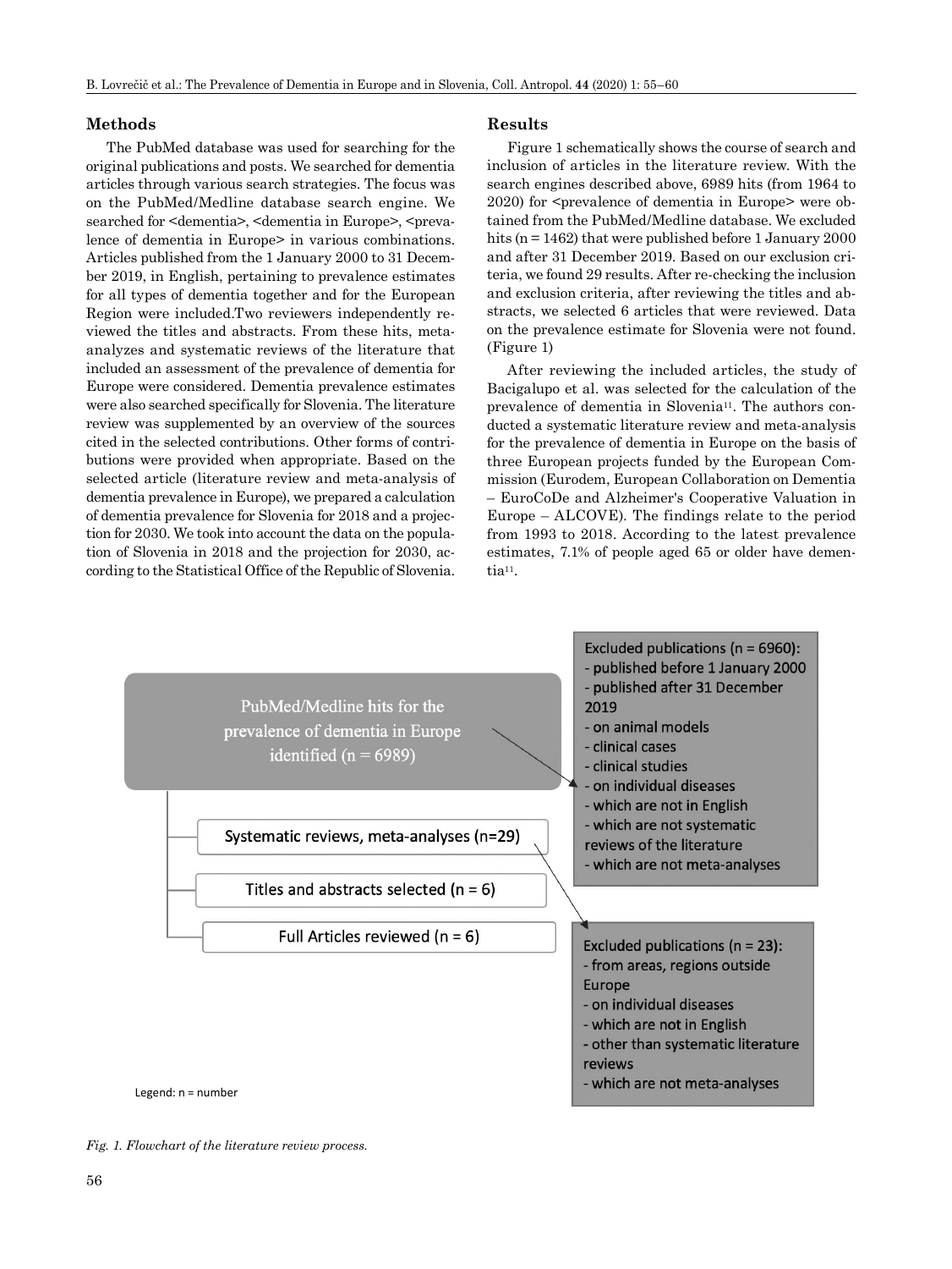## Methods

The PubMed database was used for searching for the original publications and posts. We searched for dementia articles through various search strategies. The focus was on the PubMed/Medline database search engine. We searched for <dementia>, <dementia in Europe>, <prevalence of dementia in Europe> in various combinations. Articles published from the 1 January 2000 to 31 December 2019, in English, pertaining to prevalence estimates for all types of dementia together and for the European Region were included.Two reviewers independently reviewed the titles and abstracts. From these hits, meta-analyzes and systematic reviews of the literature that included an assessment of the prevalence of dementia for Europe were considered. Dementia prevalence estimates were also searched specifically for Slovenia. The literature review was supplemented by an overview of the sources cited in the selected contributions. Other forms of contributions were provided when appropriate. Based on the selected article (literature review and meta-analysis of dementia prevalence in Europe), we prepared a calculation of dementia prevalence for Slovenia for 2018 and a projection for 2030. We took into account the data on the population of Slovenia in 2018 and the projection for 2030, according to the Statistical Office of the Republic of Slovenia.

## Results

Figure 1 schematically shows the course of search and inclusion of articles in the literature review. With the search engines described above, 6989 hits (from 1964 to 2020) for <prevalence of dementia in Europe> were obtained from the PubMed/Medline database. We excluded hits (n = 1462) that were published before 1 January 2000 and after 31 December 2019. Based on our exclusion criteria, we found 29 results. After re-checking the inclusion and exclusion criteria, after reviewing the titles and abstracts, we selected 6 articles that were reviewed. Data on the prevalence estimate for Slovenia were not found. (Figure 1)

After reviewing the included articles, the study of Bacigalupo et al. was selected for the calculation of the prevalence of dementia in Slovenia[11]. The authors conducted a systematic literature review and meta-analysis for the prevalence of dementia in Europe on the basis of three European projects funded by the European Commission (Eurodem, European Collaboration on Dementia – EuroCoDe and Alzheimer's Cooperative Valuation in Europe – ALCOVE). The findings relate to the period from 1993 to 2018. According to the latest prevalence estimates, 7.1% of people aged 65 or older have dementia[11].

PubMed/Medline hits for the prevalence of dementia in Europe identified (n = 6989)

Excluded publications (n = 6960):
- published before 1 January 2000
- published after 31 December 2019
- on animal models
- clinical cases
- clinical studies
- on individual diseases
- which are not in English
- which are not systematic reviews of the literature
- which are not meta-analyses

Systematic reviews, meta-analyses (n=29)

Titles and abstracts selected (n = 6)

Full Articles reviewed (n = 6)

Excluded publications (n = 23):
- from areas, regions outside Europe
- on individual diseases
- which are not in English
- other than systematic literature reviews
- which are not meta-analyses

Legend: n = number

*Fig. 1. Flowchart of the literature review process.*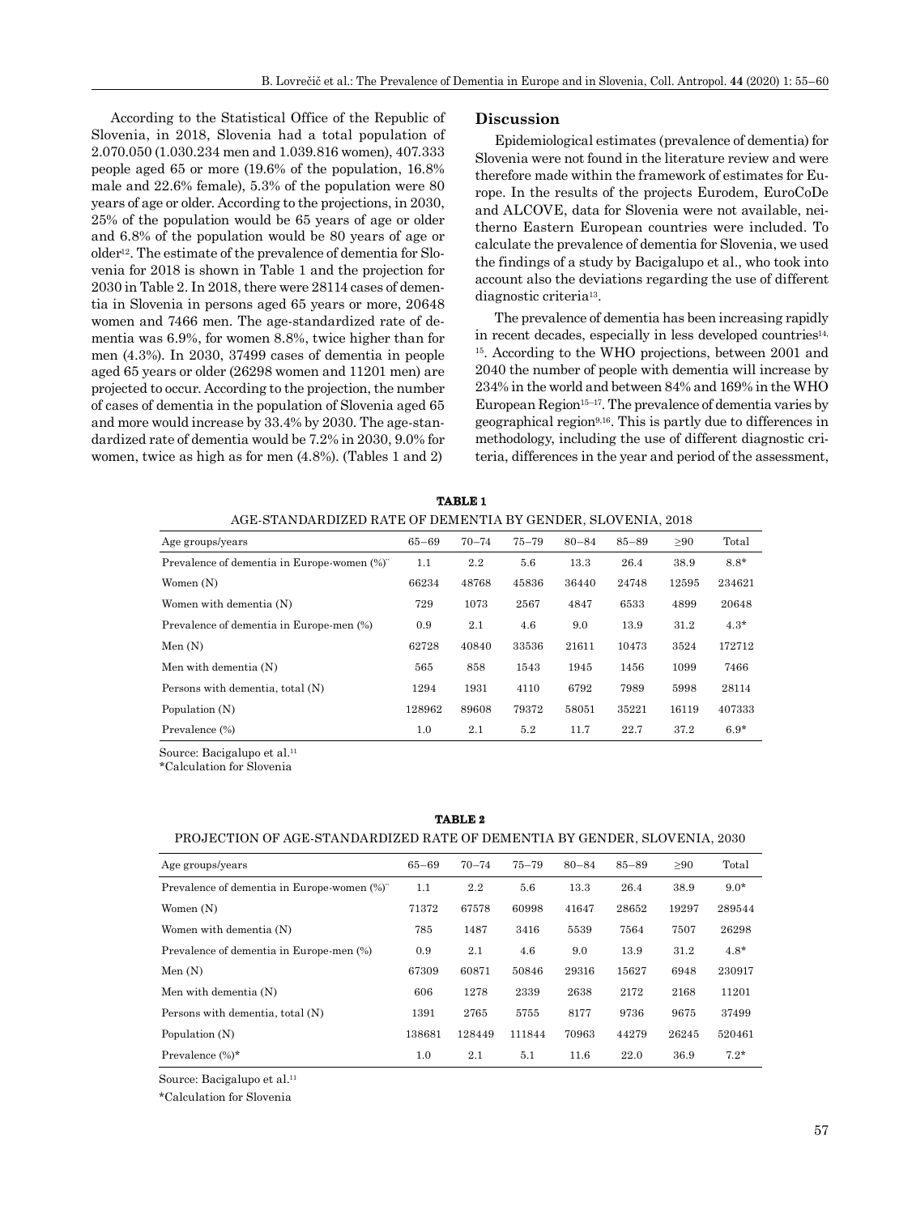According to the Statistical Office of the Republic of Slovenia, in 2018, Slovenia had a total population of 2.070.050 (1.030.234 men and 1.039.816 women), 407.333 people aged 65 or more (19.6% of the population, 16.8% male and 22.6% female), 5.3% of the population were 80 years of age or older. According to the projections, in 2030, 25% of the population would be 65 years of age or older and 6.8% of the population would be 80 years of age or older[12]. The estimate of the prevalence of dementia for Slovenia for 2018 is shown in Table 1 and the projection for 2030 in Table 2. In 2018, there were 28114 cases of dementia in Slovenia in persons aged 65 years or more, 20648 women and 7466 men. The age-standardized rate of dementia was 6.9%, for women 8.8%, twice higher than for men (4.3%). In 2030, 37499 cases of dementia in people aged 65 years or older (26298 women and 11201 men) are projected to occur. According to the projection, the number of cases of dementia in the population of Slovenia aged 65 and more would increase by 33.4% by 2030. The age-standardized rate of dementia would be 7.2% in 2030, 9.0% for women, twice as high as for men (4.8%). (Tables 1 and 2)

## Discussion

Epidemiological estimates (prevalence of dementia) for Slovenia were not found in the literature review and were therefore made within the framework of estimates for Europe. In the results of the projects Eurodem, EuroCoDe and ALCOVE, data for Slovenia were not available, neitherno Eastern European countries were included. To calculate the prevalence of dementia for Slovenia, we used the findings of a study by Bacigalupo et al., who took into account also the deviations regarding the use of different diagnostic criteria[13].

The prevalence of dementia has been increasing rapidly in recent decades, especially in less developed countries[14, 15]. According to the WHO projections, between 2001 and 2040 the number of people with dementia will increase by 234% in the world and between 84% and 169% in the WHO European Region[15–17]. The prevalence of dementia varies by geographical region[9,16]. This is partly due to differences in methodology, including the use of different diagnostic criteria, differences in the year and period of the assessment,

**TABLE 1**
AGE-STANDARDIZED RATE OF DEMENTIA BY GENDER, SLOVENIA, 2018

| Age groups/years | 65–69 | 70–74 | 75–79 | 80–84 | 85–89 | ≥90 | Total |
|---|---|---|---|---|---|---|---|
| Prevalence of dementia in Europe-women (%)¨ | 1.1 | 2.2 | 5.6 | 13.3 | 26.4 | 38.9 | 8.8* |
| Women (N) | 66234 | 48768 | 45836 | 36440 | 24748 | 12595 | 234621 |
| Women with dementia (N) | 729 | 1073 | 2567 | 4847 | 6533 | 4899 | 20648 |
| Prevalence of dementia in Europe-men (%) | 0.9 | 2.1 | 4.6 | 9.0 | 13.9 | 31.2 | 4.3* |
| Men (N) | 62728 | 40840 | 33536 | 21611 | 10473 | 3524 | 172712 |
| Men with dementia (N) | 565 | 858 | 1543 | 1945 | 1456 | 1099 | 7466 |
| Persons with dementia, total (N) | 1294 | 1931 | 4110 | 6792 | 7989 | 5998 | 28114 |
| Population (N) | 128962 | 89608 | 79372 | 58051 | 35221 | 16119 | 407333 |
| Prevalence (%) | 1.0 | 2.1 | 5.2 | 11.7 | 22.7 | 37.2 | 6.9* |

Source: Bacigalupo et al.[11]
*Calculation for Slovenia

**TABLE 2**
PROJECTION OF AGE-STANDARDIZED RATE OF DEMENTIA BY GENDER, SLOVENIA, 2030

| Age groups/years | 65–69 | 70–74 | 75–79 | 80–84 | 85–89 | ≥90 | Total |
|---|---|---|---|---|---|---|---|
| Prevalence of dementia in Europe-women (%)¨ | 1.1 | 2.2 | 5.6 | 13.3 | 26.4 | 38.9 | 9.0* |
| Women (N) | 71372 | 67578 | 60998 | 41647 | 28652 | 19297 | 289544 |
| Women with dementia (N) | 785 | 1487 | 3416 | 5539 | 7564 | 7507 | 26298 |
| Prevalence of dementia in Europe-men (%) | 0.9 | 2.1 | 4.6 | 9.0 | 13.9 | 31.2 | 4.8* |
| Men (N) | 67309 | 60871 | 50846 | 29316 | 15627 | 6948 | 230917 |
| Men with dementia (N) | 606 | 1278 | 2339 | 2638 | 2172 | 2168 | 11201 |
| Persons with dementia, total (N) | 1391 | 2765 | 5755 | 8177 | 9736 | 9675 | 37499 |
| Population (N) | 138681 | 128449 | 111844 | 70963 | 44279 | 26245 | 520461 |
| Prevalence (%)* | 1.0 | 2.1 | 5.1 | 11.6 | 22.0 | 36.9 | 7.2* |

Source: Bacigalupo et al.[11]
*Calculation for Slovenia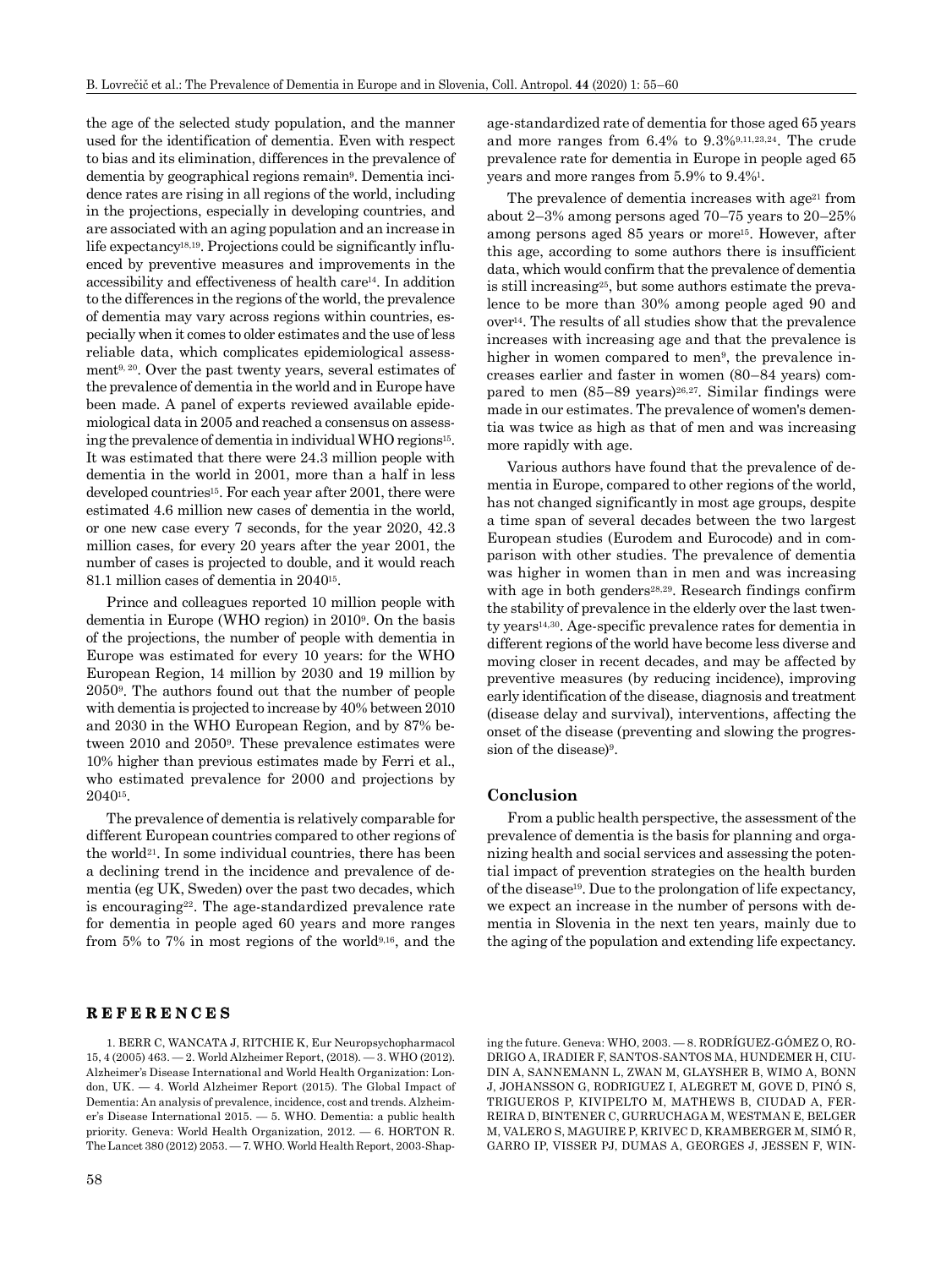the age of the selected study population, and the manner used for the identification of dementia. Even with respect to bias and its elimination, differences in the prevalence of dementia by geographical regions remain[9]. Dementia incidence rates are rising in all regions of the world, including in the projections, especially in developing countries, and are associated with an aging population and an increase in life expectancy[18,19]. Projections could be significantly influenced by preventive measures and improvements in the accessibility and effectiveness of health care[14]. In addition to the differences in the regions of the world, the prevalence of dementia may vary across regions within countries, especially when it comes to older estimates and the use of less reliable data, which complicates epidemiological assessment[9, 20]. Over the past twenty years, several estimates of the prevalence of dementia in the world and in Europe have been made. A panel of experts reviewed available epidemiological data in 2005 and reached a consensus on assessing the prevalence of dementia in individual WHO regions[15]. It was estimated that there were 24.3 million people with dementia in the world in 2001, more than a half in less developed countries[15]. For each year after 2001, there were estimated 4.6 million new cases of dementia in the world, or one new case every 7 seconds, for the year 2020, 42.3 million cases, for every 20 years after the year 2001, the number of cases is projected to double, and it would reach 81.1 million cases of dementia in 2040[15].

Prince and colleagues reported 10 million people with dementia in Europe (WHO region) in 2010[9]. On the basis of the projections, the number of people with dementia in Europe was estimated for every 10 years: for the WHO European Region, 14 million by 2030 and 19 million by 2050[9]. The authors found out that the number of people with dementia is projected to increase by 40% between 2010 and 2030 in the WHO European Region, and by 87% between 2010 and 2050[9]. These prevalence estimates were 10% higher than previous estimates made by Ferri et al., who estimated prevalence for 2000 and projections by 2040[15].

The prevalence of dementia is relatively comparable for different European countries compared to other regions of the world[21]. In some individual countries, there has been a declining trend in the incidence and prevalence of dementia (eg UK, Sweden) over the past two decades, which is encouraging[22]. The age-standardized prevalence rate for dementia in people aged 60 years and more ranges from 5% to 7% in most regions of the world[9,16], and the age-standardized rate of dementia for those aged 65 years and more ranges from 6.4% to 9.3%[9,11,23,24]. The crude prevalence rate for dementia in Europe in people aged 65 years and more ranges from 5.9% to 9.4%[1].

The prevalence of dementia increases with age[21] from about 2–3% among persons aged 70–75 years to 20–25% among persons aged 85 years or more[15]. However, after this age, according to some authors there is insufficient data, which would confirm that the prevalence of dementia is still increasing[25], but some authors estimate the prevalence to be more than 30% among people aged 90 and over[14]. The results of all studies show that the prevalence increases with increasing age and that the prevalence is higher in women compared to men[9], the prevalence increases earlier and faster in women (80–84 years) compared to men (85–89 years)[26,27]. Similar findings were made in our estimates. The prevalence of women's dementia was twice as high as that of men and was increasing more rapidly with age.

Various authors have found that the prevalence of dementia in Europe, compared to other regions of the world, has not changed significantly in most age groups, despite a time span of several decades between the two largest European studies (Eurodem and Eurocode) and in comparison with other studies. The prevalence of dementia was higher in women than in men and was increasing with age in both genders[28,29]. Research findings confirm the stability of prevalence in the elderly over the last twenty years[14,30]. Age-specific prevalence rates for dementia in different regions of the world have become less diverse and moving closer in recent decades, and may be affected by preventive measures (by reducing incidence), improving early identification of the disease, diagnosis and treatment (disease delay and survival), interventions, affecting the onset of the disease (preventing and slowing the progression of the disease)[9].

## Conclusion

From a public health perspective, the assessment of the prevalence of dementia is the basis for planning and organizing health and social services and assessing the potential impact of prevention strategies on the health burden of the disease[19]. Due to the prolongation of life expectancy, we expect an increase in the number of persons with dementia in Slovenia in the next ten years, mainly due to the aging of the population and extending life expectancy.

## REFERENCES

1. BERR C, WANCATA J, RITCHIE K, Eur Neuropsychopharmacol 15, 4 (2005) 463. — 2. World Alzheimer Report, (2018). — 3. WHO (2012). Alzheimer's Disease International and World Health Organization: London, UK. — 4. World Alzheimer Report (2015). The Global Impact of Dementia: An analysis of prevalence, incidence, cost and trends. Alzheimer's Disease International 2015. — 5. WHO. Dementia: a public health priority. Geneva: World Health Organization, 2012. — 6. HORTON R. The Lancet 380 (2012) 2053. — 7. WHO. World Health Report, 2003-Shaping the future. Geneva: WHO, 2003. — 8. RODRÍGUEZ-GÓMEZ O, RODRIGO A, IRADIER F, SANTOS-SANTOS MA, HUNDEMER H, CIUDIN A, SANNEMANN L, ZWAN M, GLAYSHER B, WIMO A, BONN J, JOHANSSON G, RODRIGUEZ I, ALEGRET M, GOVE D, PINÓ S, TRIGUEROS P, KIVIPELTO M, MATHEWS B, CIUDAD A, FERREIRA D, BINTENER C, GURRUCHAGA M, WESTMAN E, BELGER M, VALERO S, MAGUIRE P, KRIVEC D, KRAMBERGER M, SIMÓ R, GARRO IP, VISSER PJ, DUMAS A, GEORGES J, JESSEN F, WIN-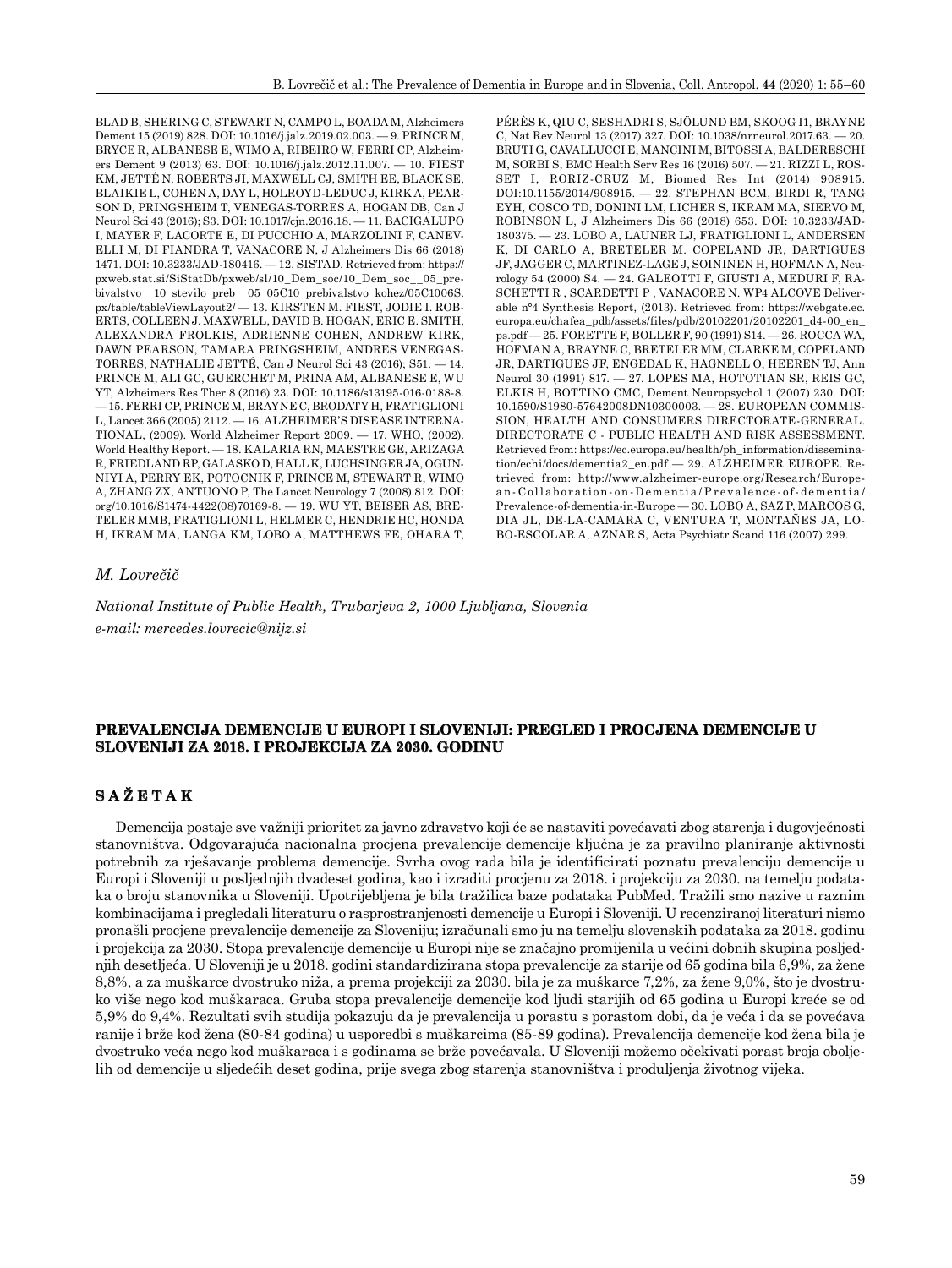BLAD B, SHERING C, STEWART N, CAMPO L, BOADA M, Alzheimers Dement 15 (2019) 828. DOI: 10.1016/j.jalz.2019.02.003. — 9. PRINCE M, BRYCE R, ALBANESE E, WIMO A, RIBEIRO W, FERRI CP, Alzheimers Dement 9 (2013) 63. DOI: 10.1016/j.jalz.2012.11.007. — 10. FIEST KM, JETTÉ N, ROBERTS JI, MAXWELL CJ, SMITH EE, BLACK SE, BLAIKIE L, COHEN A, DAY L, HOLROYD-LEDUC J, KIRK A, PEARSON D, PRINGSHEIM T, VENEGAS-TORRES A, HOGAN DB, Can J Neurol Sci 43 (2016); S3. DOI: 10.1017/cjn.2016.18. — 11. BACIGALUPO I, MAYER F, LACORTE E, DI PUCCHIO A, MARZOLINI F, CANEVELLI M, DI FIANDRA T, VANACORE N, J Alzheimers Dis 66 (2018) 1471. DOI: 10.3233/JAD-180416. — 12. SISTAD. Retrieved from: https://pxweb.stat.si/SiStatDb/pxweb/sl/10_Dem_soc/10_Dem_soc__05_prebivalstvo__10_stevilo_preb__05_05C10_prebivalstvo_kohez/05C1006S.px/table/tableViewLayout2/ — 13. KIRSTEN M. FIEST, JODIE I. ROBERTS, COLLEEN J. MAXWELL, DAVID B. HOGAN, ERIC E. SMITH, ALEXANDRA FROLKIS, ADRIENNE COHEN, ANDREW KIRK, DAWN PEARSON, TAMARA PRINGSHEIM, ANDRES VENEGAS-TORRES, NATHALIE JETTÉ, Can J Neurol Sci 43 (2016); S51. — 14. PRINCE M, ALI GC, GUERCHET M, PRINA AM, ALBANESE E, WU YT, Alzheimers Res Ther 8 (2016) 23. DOI: 10.1186/s13195-016-0188-8. — 15. FERRI CP, PRINCE M, BRAYNE C, BRODATY H, FRATIGLIONI L, Lancet 366 (2005) 2112. — 16. ALZHEIMER'S DISEASE INTERNATIONAL, (2009). World Alzheimer Report 2009. — 17. WHO, (2002). World Healthy Report. — 18. KALARIA RN, MAESTRE GE, ARIZAGA R, FRIEDLAND RP, GALASKO D, HALL K, LUCHSINGER JA, OGUNNIYI A, PERRY EK, POTOCNIK F, PRINCE M, STEWART R, WIMO A, ZHANG ZX, ANTUONO P, The Lancet Neurology 7 (2008) 812. DOI: org/10.1016/S1474-4422(08)70169-8. — 19. WU YT, BEISER AS, BRETELER MMB, FRATIGLIONI L, HELMER C, HENDRIE HC, HONDA H, IKRAM MA, LANGA KM, LOBO A, MATTHEWS FE, OHARA T, PÉRÈS K, QIU C, SESHADRI S, SJÖLUND BM, SKOOG I1, BRAYNE C, Nat Rev Neurol 13 (2017) 327. DOI: 10.1038/nrneurol.2017.63. — 20. BRUTI G, CAVALLUCCI E, MANCINI M, BITOSSI A, BALDERESCHI M, SORBI S, BMC Health Serv Res 16 (2016) 507. — 21. RIZZI L, ROSSET I, RORIZ-CRUZ M, Biomed Res Int (2014) 908915. DOI:10.1155/2014/908915. — 22. STEPHAN BCM, BIRDI R, TANG EYH, COSCO TD, DONINI LM, LICHER S, IKRAM MA, SIERVO M, ROBINSON L, J Alzheimers Dis 66 (2018) 653. DOI: 10.3233/JAD-180375. — 23. LOBO A, LAUNER LJ, FRATIGLIONI L, ANDERSEN K, DI CARLO A, BRETELER M. COPELAND JR, DARTIGUES JF, JAGGER C, MARTINEZ-LAGE J, SOININEN H, HOFMAN A, Neurology 54 (2000) S4. — 24. GALEOTTI F, GIUSTI A, MEDURI F, RASCHETTI R , SCARDETTI P , VANACORE N. WP4 ALCOVE Deliverable n°4 Synthesis Report, (2013). Retrieved from: https://webgate.ec.europa.eu/chafea_pdb/assets/files/pdb/20102201/20102201_d4-00_en_ps.pdf — 25. FORETTE F, BOLLER F, 90 (1991) S14. — 26. ROCCA WA, HOFMAN A, BRAYNE C, BRETELER MM, CLARKE M, COPELAND JR, DARTIGUES JF, ENGEDAL K, HAGNELL O, HEEREN TJ, Ann Neurol 30 (1991) 817. — 27. LOPES MA, HOTOTIAN SR, REIS GC, ELKIS H, BOTTINO CMC, Dement Neuropsychol 1 (2007) 230. DOI: 10.1590/S1980-57642008DN10300003. — 28. EUROPEAN COMMISSION, HEALTH AND CONSUMERS DIRECTORATE-GENERAL. DIRECTORATE C - PUBLIC HEALTH AND RISK ASSESSMENT. Retrieved from: https://ec.europa.eu/health/ph_information/dissemination/echi/docs/dementia2_en.pdf — 29. ALZHEIMER EUROPE. Retrieved from: http://www.alzheimer-europe.org/Research/Europe-an-Collaboration-on-Dementia/Prevalence-of-dementia/Prevalence-of-dementia-in-Europe — 30. LOBO A, SAZ P, MARCOS G, DIA JL, DE-LA-CAMARA C, VENTURA T, MONTAÑES JA, LOBO-ESCOLAR A, AZNAR S, Acta Psychiatr Scand 116 (2007) 299.

*M. Lovrečič*

*National Institute of Public Health, Trubarjeva 2, 1000 Ljubljana, Slovenia*
*e-mail: mercedes.lovrecic@nijz.si*

## PREVALENCIJA DEMENCIJE U EUROPI I SLOVENIJI: PREGLED I PROCJENA DEMENCIJE U SLOVENIJI ZA 2018. I PROJEKCIJA ZA 2030. GODINU

### SAŽETAK

Demencija postaje sve važniji prioritet za javno zdravstvo koji će se nastaviti povećavati zbog starenja i dugovječnosti stanovništva. Odgovarajuća nacionalna procjena prevalencije demencije ključna je za pravilno planiranje aktivnosti potrebnih za rješavanje problema demencije. Svrha ovog rada bila je identificirati poznatu prevalenciju demencije u Europi i Sloveniji u posljednjih dvadeset godina, kao i izraditi procjenu za 2018. i projekciju za 2030. na temelju podataka o broju stanovnika u Sloveniji. Upotrijebljena je bila tražilica baze podataka PubMed. Tražili smo nazive u raznim kombinacijama i pregledali literaturu o rasprostranjenosti demencije u Europi i Sloveniji. U recenziranoj literaturi nismo pronašli procjene prevalencije demencije za Sloveniju; izračunali smo ju na temelju slovenskih podataka za 2018. godinu i projekcija za 2030. Stopa prevalencije demencije u Europi nije se značajno promijenila u većini dobnih skupina posljednjih desetljeća. U Sloveniji je u 2018. godini standardizirana stopa prevalencije za starije od 65 godina bila 6,9%, za žene 8,8%, a za muškarce dvostruko niža, a prema projekciji za 2030. bila je za muškarce 7,2%, za žene 9,0%, što je dvostruko više nego kod muškaraca. Gruba stopa prevalencije demencije kod ljudi starijih od 65 godina u Europi kreće se od 5,9% do 9,4%. Rezultati svih studija pokazuju da je prevalencija u porastu s porastom dobi, da je veća i da se povećava ranije i brže kod žena (80-84 godina) u usporedbi s muškarcima (85-89 godina). Prevalencija demencije kod žena bila je dvostruko veća nego kod muškaraca i s godinama se brže povećavala. U Sloveniji možemo očekivati porast broja oboljelih od demencije u sljedećih deset godina, prije svega zbog starenja stanovništva i produljenja životnog vijeka.